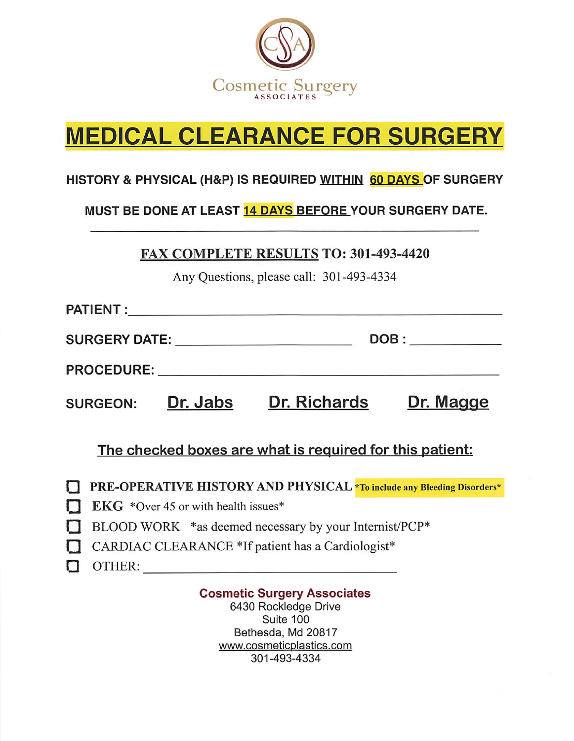Cosmetic Surgery
ASSOCIATES

# MEDICAL CLEARANCE FOR SURGERY

**HISTORY & PHYSICAL (H&P) IS REQUIRED WITHIN 60 DAYS OF SURGERY**

**MUST BE DONE AT LEAST 14 DAYS BEFORE YOUR SURGERY DATE.**

---

**FAX COMPLETE RESULTS TO: 301-493-4420**

Any Questions, please call: 301-493-4334

**PATIENT :** ______________________________________________

**SURGERY DATE:** ____________________ **DOB :** ____________

**PROCEDURE:** ____________________________________________

**SURGEON:** **Dr. Jabs** **Dr. Richards** **Dr. Magge**

**The checked boxes are what is required for this patient:**

- ☐ **PRE-OPERATIVE HISTORY AND PHYSICAL** ***To include any Bleeding Disorders***
- ☐ **EKG** *Over 45 or with health issues*
- ☐ BLOOD WORK *as deemed necessary by your Internist/PCP*
- ☐ CARDIAC CLEARANCE *If patient has a Cardiologist*
- ☐ OTHER: ______________________________

**Cosmetic Surgery Associates**
6430 Rockledge Drive
Suite 100
Bethesda, Md 20817
www.cosmeticplastics.com
301-493-4334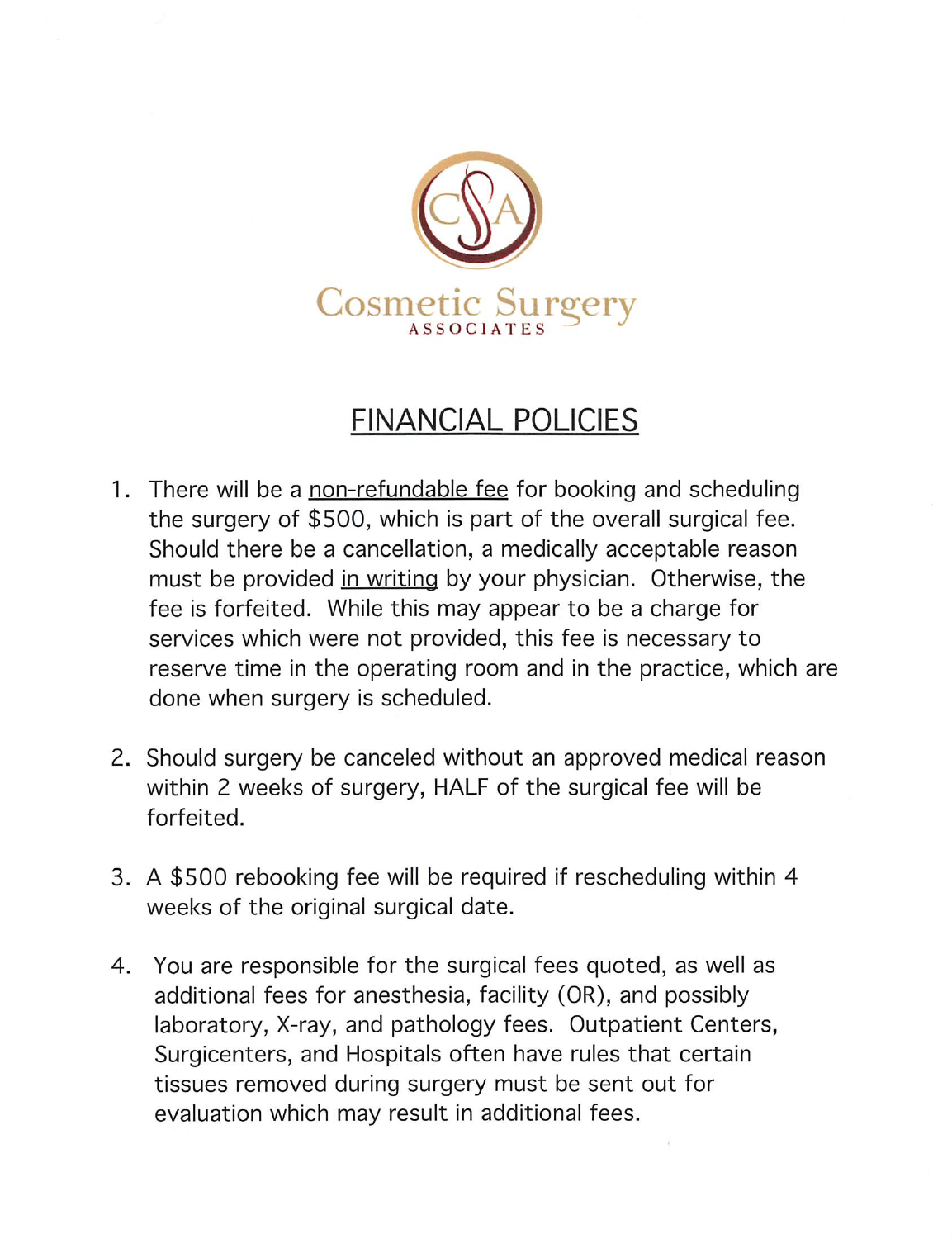Cosmetic Surgery
ASSOCIATES

## FINANCIAL POLICIES

1. There will be a non-refundable fee for booking and scheduling the surgery of $500, which is part of the overall surgical fee. Should there be a cancellation, a medically acceptable reason must be provided in writing by your physician. Otherwise, the fee is forfeited. While this may appear to be a charge for services which were not provided, this fee is necessary to reserve time in the operating room and in the practice, which are done when surgery is scheduled.

2. Should surgery be canceled without an approved medical reason within 2 weeks of surgery, HALF of the surgical fee will be forfeited.

3. A $500 rebooking fee will be required if rescheduling within 4 weeks of the original surgical date.

4. You are responsible for the surgical fees quoted, as well as additional fees for anesthesia, facility (OR), and possibly laboratory, X-ray, and pathology fees. Outpatient Centers, Surgicenters, and Hospitals often have rules that certain tissues removed during surgery must be sent out for evaluation which may result in additional fees.